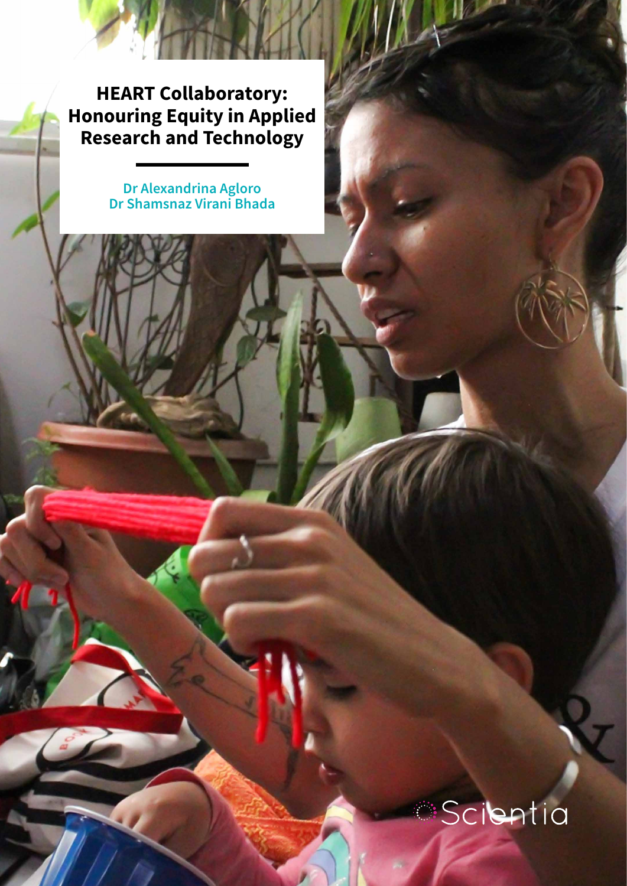# HEART Collaboratory: Honouring Equity in Applied Research and Technology

Dr Alexandrina Agloro
Dr Shamsnaz Virani Bhada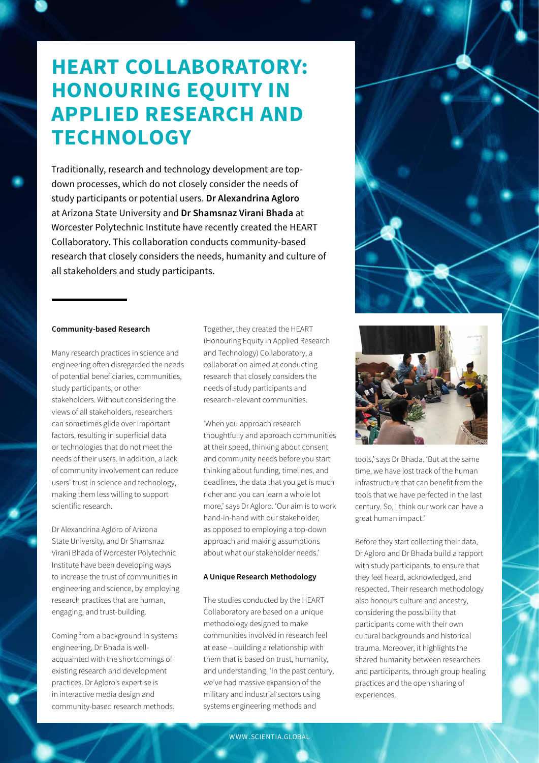# HEART COLLABORATORY: HONOURING EQUITY IN APPLIED RESEARCH AND TECHNOLOGY

Traditionally, research and technology development are top-down processes, which do not closely consider the needs of study participants or potential users. **Dr Alexandrina Agloro** at Arizona State University and **Dr Shamsnaz Virani Bhada** at Worcester Polytechnic Institute have recently created the HEART Collaboratory. This collaboration conducts community-based research that closely considers the needs, humanity and culture of all stakeholders and study participants.

**Community-based Research**

Many research practices in science and engineering often disregarded the needs of potential beneficiaries, communities, study participants, or other stakeholders. Without considering the views of all stakeholders, researchers can sometimes glide over important factors, resulting in superficial data or technologies that do not meet the needs of their users. In addition, a lack of community involvement can reduce users' trust in science and technology, making them less willing to support scientific research.

Dr Alexandrina Agloro of Arizona State University, and Dr Shamsnaz Virani Bhada of Worcester Polytechnic Institute have been developing ways to increase the trust of communities in engineering and science, by employing research practices that are human, engaging, and trust-building.

Coming from a background in systems engineering, Dr Bhada is well-acquainted with the shortcomings of existing research and development practices. Dr Agloro's expertise is in interactive media design and community-based research methods.

Together, they created the HEART (Honouring Equity in Applied Research and Technology) Collaboratory, a collaboration aimed at conducting research that closely considers the needs of study participants and research-relevant communities.

'When you approach research thoughtfully and approach communities at their speed, thinking about consent and community needs before you start thinking about funding, timelines, and deadlines, the data that you get is much richer and you can learn a whole lot more,' says Dr Agloro. 'Our aim is to work hand-in-hand with our stakeholder, as opposed to employing a top-down approach and making assumptions about what our stakeholder needs.'

**A Unique Research Methodology**

The studies conducted by the HEART Collaboratory are based on a unique methodology designed to make communities involved in research feel at ease – building a relationship with them that is based on trust, humanity, and understanding. 'In the past century, we've had massive expansion of the military and industrial sectors using systems engineering methods and tools,' says Dr Bhada. 'But at the same time, we have lost track of the human infrastructure that can benefit from the tools that we have perfected in the last century. So, I think our work can have a great human impact.'

Before they start collecting their data, Dr Agloro and Dr Bhada build a rapport with study participants, to ensure that they feel heard, acknowledged, and respected. Their research methodology also honours culture and ancestry, considering the possibility that participants come with their own cultural backgrounds and historical trauma. Moreover, it highlights the shared humanity between researchers and participants, through group healing practices and the open sharing of experiences.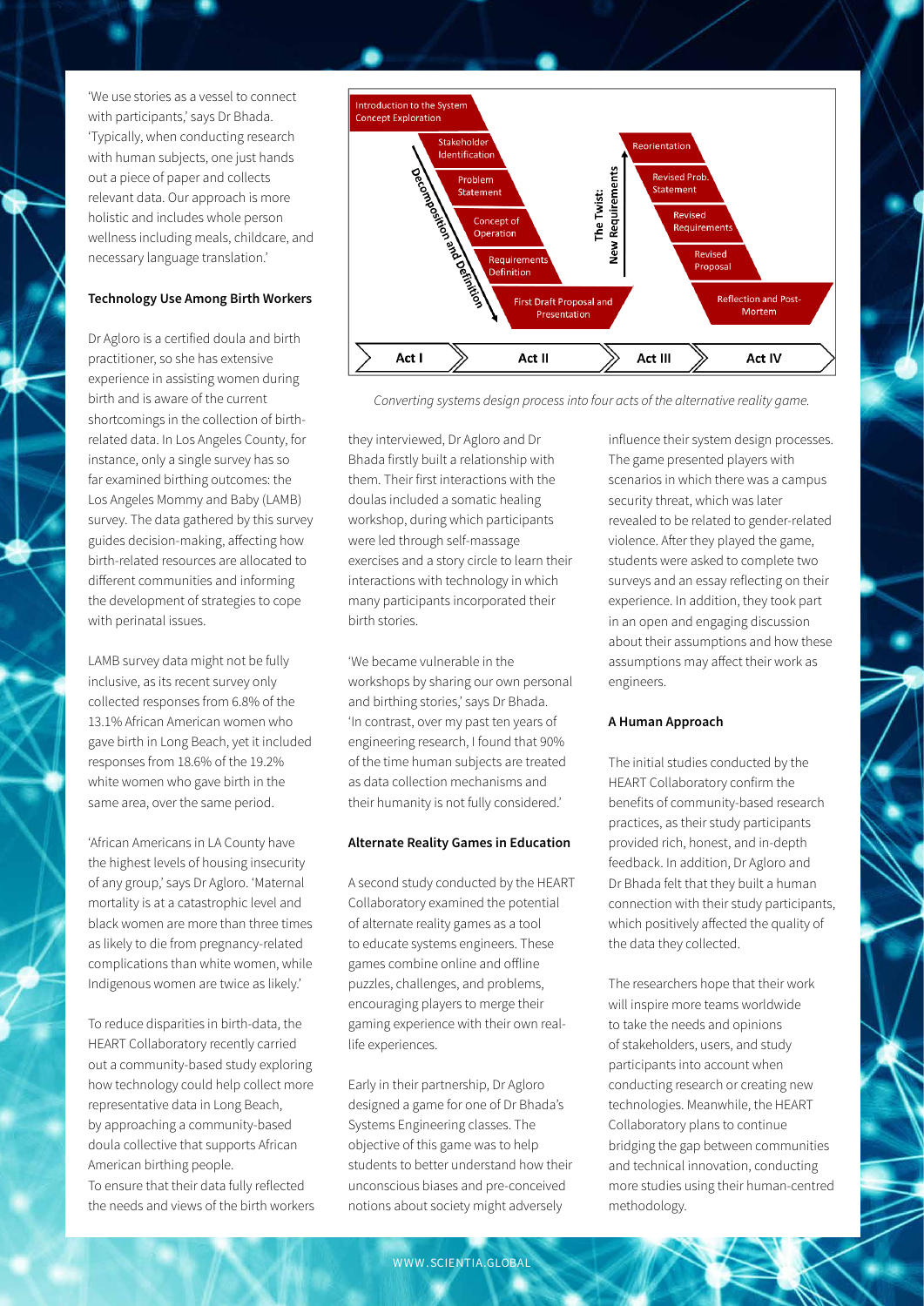'We use stories as a vessel to connect with participants,' says Dr Bhada. 'Typically, when conducting research with human subjects, one just hands out a piece of paper and collects relevant data. Our approach is more holistic and includes whole person wellness including meals, childcare, and necessary language translation.'

### Technology Use Among Birth Workers

Dr Agloro is a certified doula and birth practitioner, so she has extensive experience in assisting women during birth and is aware of the current shortcomings in the collection of birth-related data. In Los Angeles County, for instance, only a single survey has so far examined birthing outcomes: the Los Angeles Mommy and Baby (LAMB) survey. The data gathered by this survey guides decision-making, affecting how birth-related resources are allocated to different communities and informing the development of strategies to cope with perinatal issues.

LAMB survey data might not be fully inclusive, as its recent survey only collected responses from 6.8% of the 13.1% African American women who gave birth in Long Beach, yet it included responses from 18.6% of the 19.2% white women who gave birth in the same area, over the same period.

'African Americans in LA County have the highest levels of housing insecurity of any group,' says Dr Agloro. 'Maternal mortality is at a catastrophic level and black women are more than three times as likely to die from pregnancy-related complications than white women, while Indigenous women are twice as likely.'

To reduce disparities in birth-data, the HEART Collaboratory recently carried out a community-based study exploring how technology could help collect more representative data in Long Beach, by approaching a community-based doula collective that supports African American birthing people.
To ensure that their data fully reflected the needs and views of the birth workers they interviewed, Dr Agloro and Dr Bhada firstly built a relationship with them. Their first interactions with the doulas included a somatic healing workshop, during which participants were led through self-massage exercises and a story circle to learn their interactions with technology in which many participants incorporated their birth stories.

'We became vulnerable in the workshops by sharing our own personal and birthing stories,' says Dr Bhada. 'In contrast, over my past ten years of engineering research, I found that 90% of the time human subjects are treated as data collection mechanisms and their humanity is not fully considered.'

### Alternate Reality Games in Education

A second study conducted by the HEART Collaboratory examined the potential of alternate reality games as a tool to educate systems engineers. These games combine online and offline puzzles, challenges, and problems, encouraging players to merge their gaming experience with their own real-life experiences.

Early in their partnership, Dr Agloro designed a game for one of Dr Bhada's Systems Engineering classes. The objective of this game was to help students to better understand how their unconscious biases and pre-conceived notions about society might adversely influence their system design processes. The game presented players with scenarios in which there was a campus security threat, which was later revealed to be related to gender-related violence. After they played the game, students were asked to complete two surveys and an essay reflecting on their experience. In addition, they took part in an open and engaging discussion about their assumptions and how these assumptions may affect their work as engineers.

### A Human Approach

The initial studies conducted by the HEART Collaboratory confirm the benefits of community-based research practices, as their study participants provided rich, honest, and in-depth feedback. In addition, Dr Agloro and Dr Bhada felt that they built a human connection with their study participants, which positively affected the quality of the data they collected.

The researchers hope that their work will inspire more teams worldwide to take the needs and opinions of stakeholders, users, and study participants into account when conducting research or creating new technologies. Meanwhile, the HEART Collaboratory plans to continue bridging the gap between communities and technical innovation, conducting more studies using their human-centred methodology.

Introduction to the System Concept Exploration → Stakeholder Identification → Problem Statement → Concept of Operation → Requirements Definition → First Draft Proposal and Presentation (Decomposition and Definition) | The Twist: New Requirements → Reorientation → Revised Prob. Statement → Revised Requirements → Revised Proposal → Reflection and Post-Mortem | Act I, Act II, Act III, Act IV

*Converting systems design process into four acts of the alternative reality game.*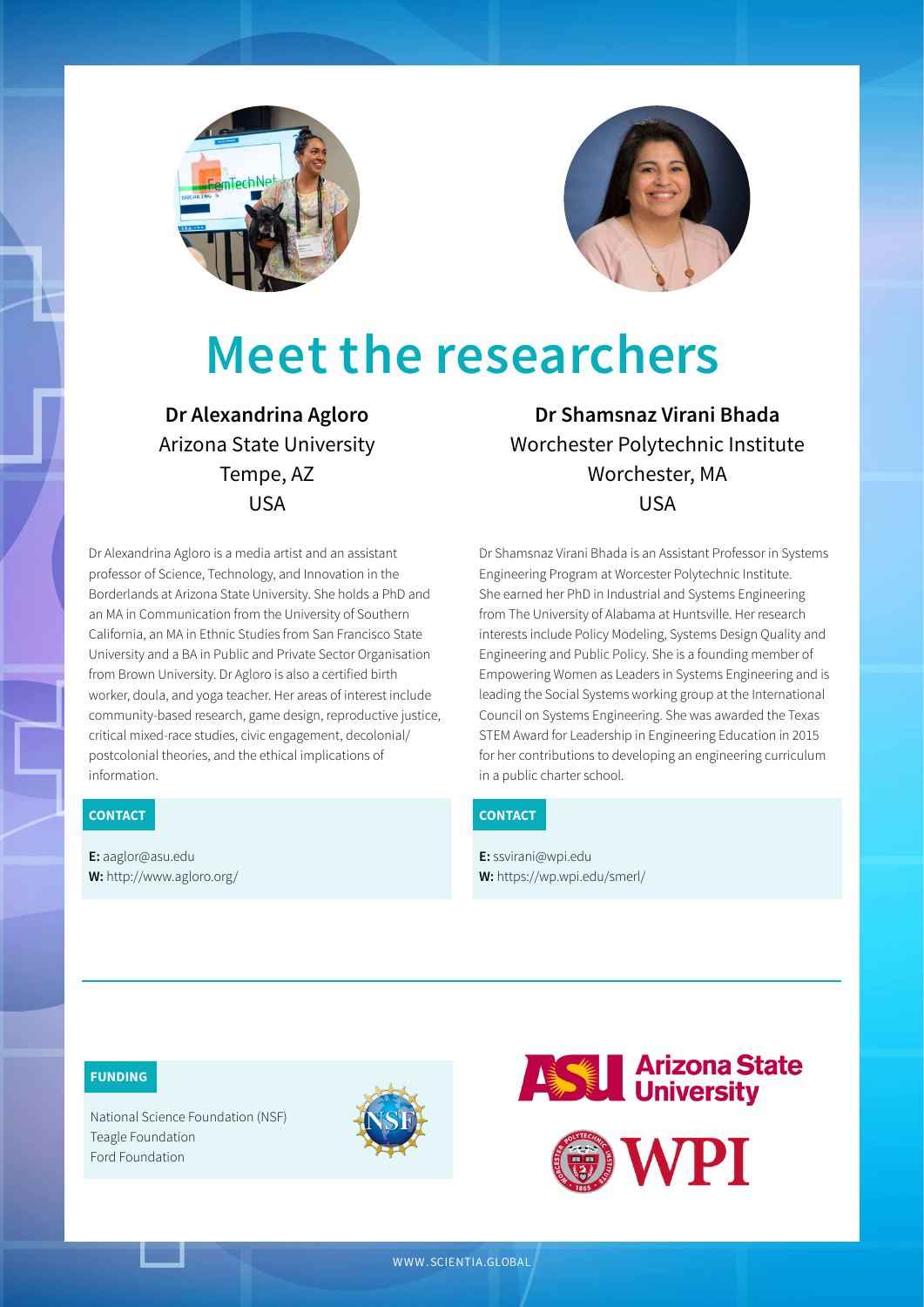# Meet the researchers

**Dr Alexandrina Agloro**
Arizona State University
Tempe, AZ
USA

Dr Alexandrina Agloro is a media artist and an assistant professor of Science, Technology, and Innovation in the Borderlands at Arizona State University. She holds a PhD and an MA in Communication from the University of Southern California, an MA in Ethnic Studies from San Francisco State University and a BA in Public and Private Sector Organisation from Brown University. Dr Agloro is also a certified birth worker, doula, and yoga teacher. Her areas of interest include community-based research, game design, reproductive justice, critical mixed-race studies, civic engagement, decolonial/postcolonial theories, and the ethical implications of information.

**CONTACT**

**E:** aaglor@asu.edu
**W:** http://www.agloro.org/

**Dr Shamsnaz Virani Bhada**
Worchester Polytechnic Institute
Worchester, MA
USA

Dr Shamsnaz Virani Bhada is an Assistant Professor in Systems Engineering Program at Worcester Polytechnic Institute. She earned her PhD in Industrial and Systems Engineering from The University of Alabama at Huntsville. Her research interests include Policy Modeling, Systems Design Quality and Engineering and Public Policy. She is a founding member of Empowering Women as Leaders in Systems Engineering and is leading the Social Systems working group at the International Council on Systems Engineering. She was awarded the Texas STEM Award for Leadership in Engineering Education in 2015 for her contributions to developing an engineering curriculum in a public charter school.

**CONTACT**

**E:** ssvirani@wpi.edu
**W:** https://wp.wpi.edu/smerl/

**FUNDING**

National Science Foundation (NSF)
Teagle Foundation
Ford Foundation